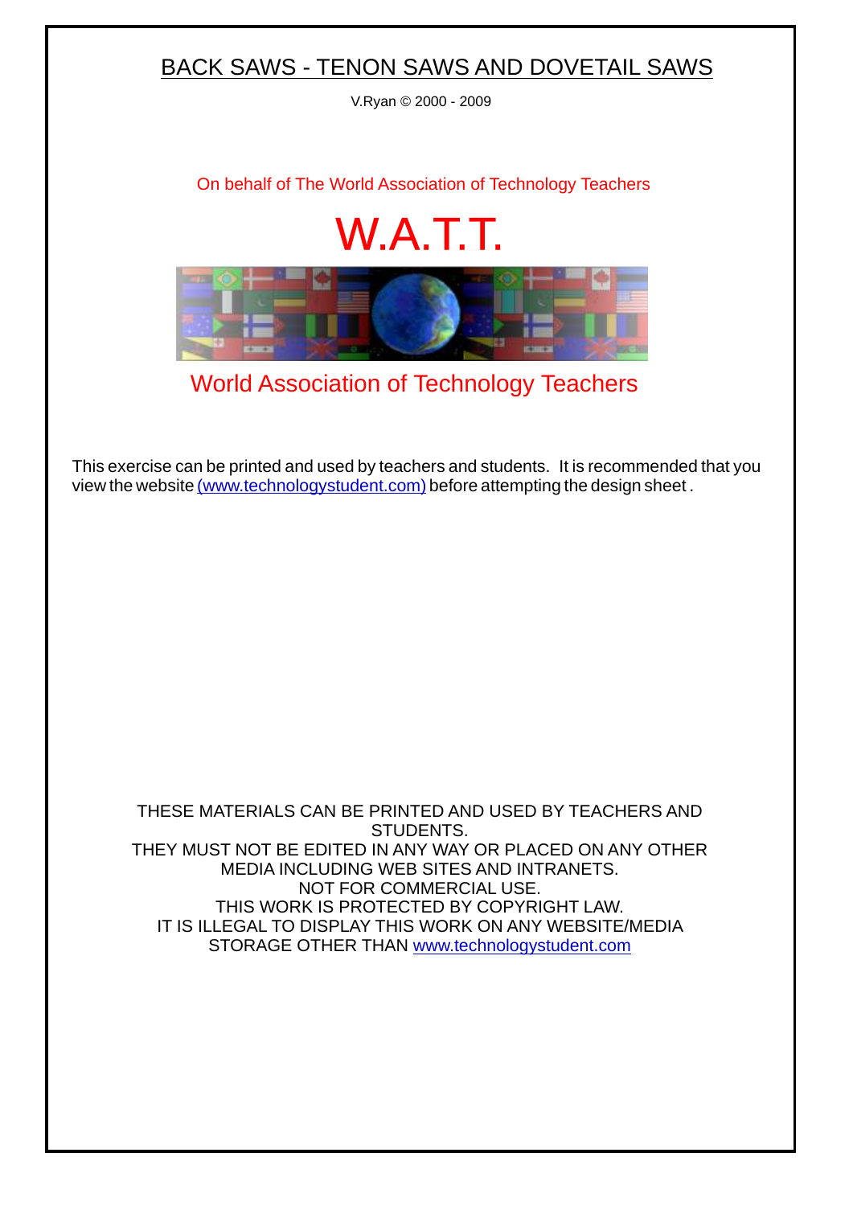# BACK SAWS - TENON SAWS AND DOVETAIL SAWS

V.Ryan © 2000 - 2009

On behalf of The World Association of Technology Teachers

W.A.T.T.

World Association of Technology Teachers

This exercise can be printed and used by teachers and students. It is recommended that you view the website (www.technologystudent.com) before attempting the design sheet .

THESE MATERIALS CAN BE PRINTED AND USED BY TEACHERS AND STUDENTS.
THEY MUST NOT BE EDITED IN ANY WAY OR PLACED ON ANY OTHER MEDIA INCLUDING WEB SITES AND INTRANETS.
NOT FOR COMMERCIAL USE.
THIS WORK IS PROTECTED BY COPYRIGHT LAW.
IT IS ILLEGAL TO DISPLAY THIS WORK ON ANY WEBSITE/MEDIA STORAGE OTHER THAN www.technologystudent.com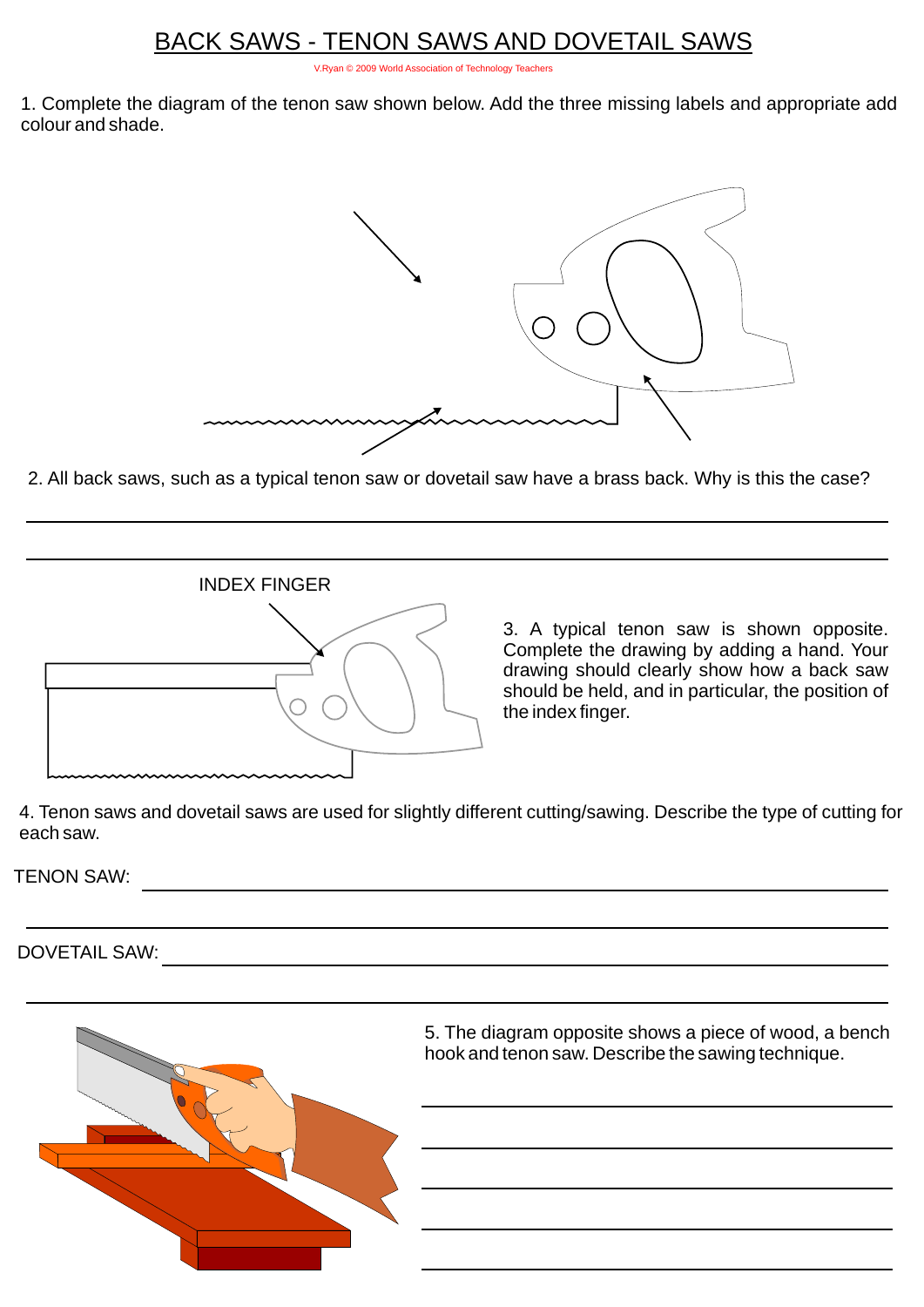# BACK SAWS - TENON SAWS AND DOVETAIL SAWS

V.Ryan © 2009 World Association of Technology Teachers

1. Complete the diagram of the tenon saw shown below. Add the three missing labels and appropriate add colour and shade.

2. All back saws, such as a typical tenon saw or dovetail saw have a brass back. Why is this the case?

INDEX FINGER

3. A typical tenon saw is shown opposite. Complete the drawing by adding a hand. Your drawing should clearly show how a back saw should be held, and in particular, the position of the index finger.

4. Tenon saws and dovetail saws are used for slightly different cutting/sawing. Describe the type of cutting for each saw.

TENON SAW:

DOVETAIL SAW:

5. The diagram opposite shows a piece of wood, a bench hook and tenon saw. Describe the sawing technique.